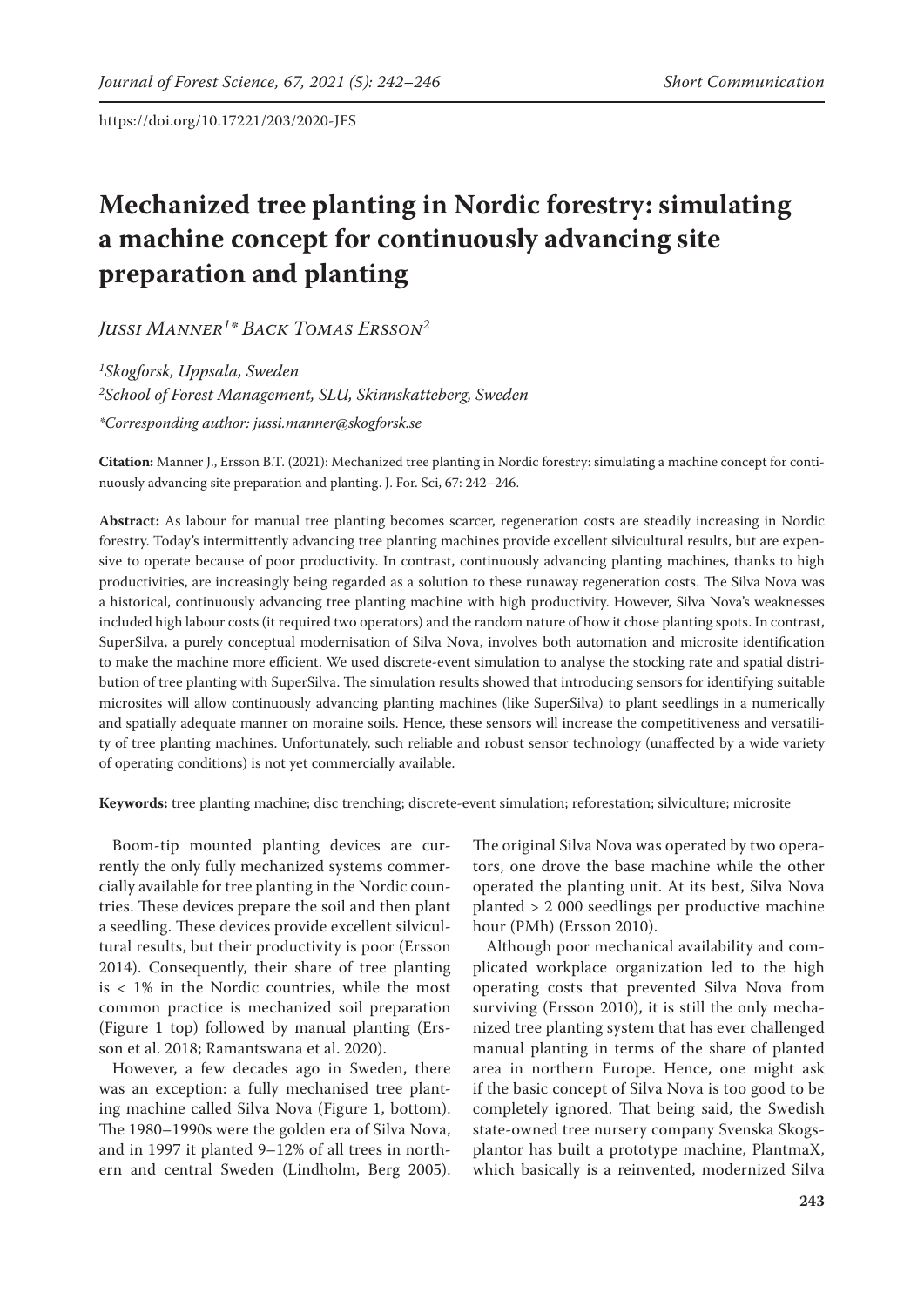https://doi.org/10.17221/203/2020-JFS

# Mechanized tree planting in Nordic forestry: simulating a machine concept for continuously advancing site preparation and planting

*Jussi Manner[1]\* Back Tomas Ersson[2]*

[1]*Skogforsk, Uppsala, Sweden*

[2]*School of Forest Management, SLU, Skinnskatteberg, Sweden*

*\*Corresponding author: jussi.manner@skogforsk.se*

**Citation:** Manner J., Ersson B.T. (2021): Mechanized tree planting in Nordic forestry: simulating a machine concept for continuously advancing site preparation and planting. J. For. Sci, 67: 242–246.

**Abstract:** As labour for manual tree planting becomes scarcer, regeneration costs are steadily increasing in Nordic forestry. Today's intermittently advancing tree planting machines provide excellent silvicultural results, but are expensive to operate because of poor productivity. In contrast, continuously advancing planting machines, thanks to high productivities, are increasingly being regarded as a solution to these runaway regeneration costs. The Silva Nova was a historical, continuously advancing tree planting machine with high productivity. However, Silva Nova's weaknesses included high labour costs (it required two operators) and the random nature of how it chose planting spots. In contrast, SuperSilva, a purely conceptual modernisation of Silva Nova, involves both automation and microsite identification to make the machine more efficient. We used discrete-event simulation to analyse the stocking rate and spatial distribution of tree planting with SuperSilva. The simulation results showed that introducing sensors for identifying suitable microsites will allow continuously advancing planting machines (like SuperSilva) to plant seedlings in a numerically and spatially adequate manner on moraine soils. Hence, these sensors will increase the competitiveness and versatility of tree planting machines. Unfortunately, such reliable and robust sensor technology (unaffected by a wide variety of operating conditions) is not yet commercially available.

**Keywords:** tree planting machine; disc trenching; discrete-event simulation; reforestation; silviculture; microsite

Boom-tip mounted planting devices are currently the only fully mechanized systems commercially available for tree planting in the Nordic countries. These devices prepare the soil and then plant a seedling. These devices provide excellent silvicultural results, but their productivity is poor (Ersson 2014). Consequently, their share of tree planting is < 1% in the Nordic countries, while the most common practice is mechanized soil preparation (Figure 1 top) followed by manual planting (Ersson et al. 2018; Ramantswana et al. 2020).

However, a few decades ago in Sweden, there was an exception: a fully mechanised tree planting machine called Silva Nova (Figure 1, bottom). The 1980–1990s were the golden era of Silva Nova, and in 1997 it planted 9–12% of all trees in northern and central Sweden (Lindholm, Berg 2005). The original Silva Nova was operated by two operators, one drove the base machine while the other operated the planting unit. At its best, Silva Nova planted > 2 000 seedlings per productive machine hour (PMh) (Ersson 2010).

Although poor mechanical availability and complicated workplace organization led to the high operating costs that prevented Silva Nova from surviving (Ersson 2010), it is still the only mechanized tree planting system that has ever challenged manual planting in terms of the share of planted area in northern Europe. Hence, one might ask if the basic concept of Silva Nova is too good to be completely ignored. That being said, the Swedish state-owned tree nursery company Svenska Skogsplantor has built a prototype machine, PlantmaX, which basically is a reinvented, modernized Silva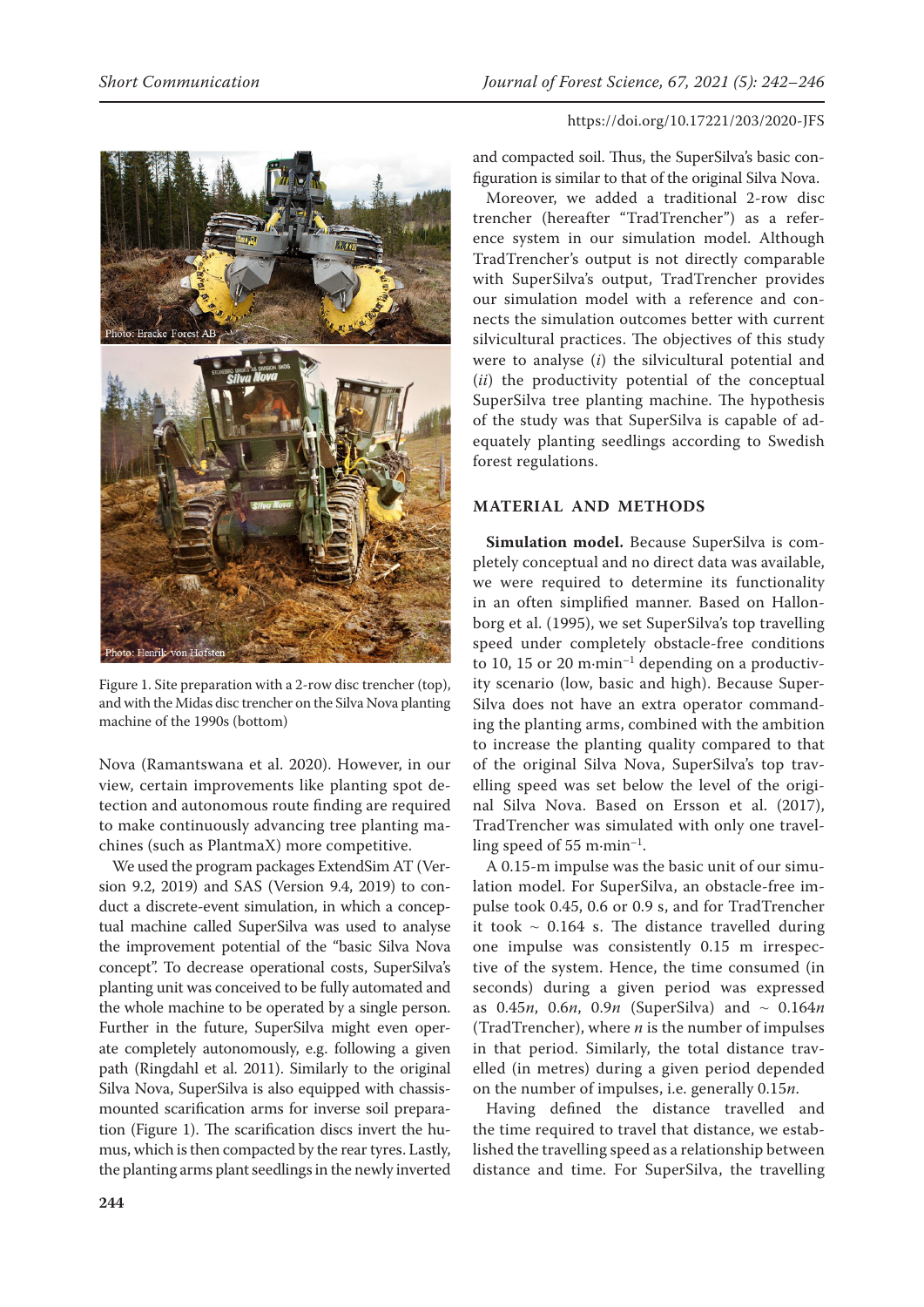Figure 1. Site preparation with a 2-row disc trencher (top), and with the Midas disc trencher on the Silva Nova planting machine of the 1990s (bottom)

Nova (Ramantswana et al. 2020). However, in our view, certain improvements like planting spot detection and autonomous route finding are required to make continuously advancing tree planting machines (such as PlantmaX) more competitive.

We used the program packages ExtendSim AT (Version 9.2, 2019) and SAS (Version 9.4, 2019) to conduct a discrete-event simulation, in which a conceptual machine called SuperSilva was used to analyse the improvement potential of the "basic Silva Nova concept". To decrease operational costs, SuperSilva's planting unit was conceived to be fully automated and the whole machine to be operated by a single person. Further in the future, SuperSilva might even operate completely autonomously, e.g. following a given path (Ringdahl et al. 2011). Similarly to the original Silva Nova, SuperSilva is also equipped with chassis-mounted scarification arms for inverse soil preparation (Figure 1). The scarification discs invert the humus, which is then compacted by the rear tyres. Lastly, the planting arms plant seedlings in the newly inverted and compacted soil. Thus, the SuperSilva's basic configuration is similar to that of the original Silva Nova.

Moreover, we added a traditional 2-row disc trencher (hereafter "TradTrencher") as a reference system in our simulation model. Although TradTrencher's output is not directly comparable with SuperSilva's output, TradTrencher provides our simulation model with a reference and connects the simulation outcomes better with current silvicultural practices. The objectives of this study were to analyse (*i*) the silvicultural potential and (*ii*) the productivity potential of the conceptual SuperSilva tree planting machine. The hypothesis of the study was that SuperSilva is capable of adequately planting seedlings according to Swedish forest regulations.

## MATERIAL AND METHODS

**Simulation model.** Because SuperSilva is completely conceptual and no direct data was available, we were required to determine its functionality in an often simplified manner. Based on Hallonborg et al. (1995), we set SuperSilva's top travelling speed under completely obstacle-free conditions to 10, 15 or 20 m·min$^{-1}$ depending on a productivity scenario (low, basic and high). Because SuperSilva does not have an extra operator commanding the planting arms, combined with the ambition to increase the planting quality compared to that of the original Silva Nova, SuperSilva's top travelling speed was set below the level of the original Silva Nova. Based on Ersson et al. (2017), TradTrencher was simulated with only one travelling speed of 55 m·min$^{-1}$.

A 0.15-m impulse was the basic unit of our simulation model. For SuperSilva, an obstacle-free impulse took 0.45, 0.6 or 0.9 s, and for TradTrencher it took ~ 0.164 s. The distance travelled during one impulse was consistently 0.15 m irrespective of the system. Hence, the time consumed (in seconds) during a given period was expressed as $0.45n$, $0.6n$, $0.9n$ (SuperSilva) and ~ $0.164n$ (TradTrencher), where $n$ is the number of impulses in that period. Similarly, the total distance travelled (in metres) during a given period depended on the number of impulses, i.e. generally $0.15n$.

Having defined the distance travelled and the time required to travel that distance, we established the travelling speed as a relationship between distance and time. For SuperSilva, the travelling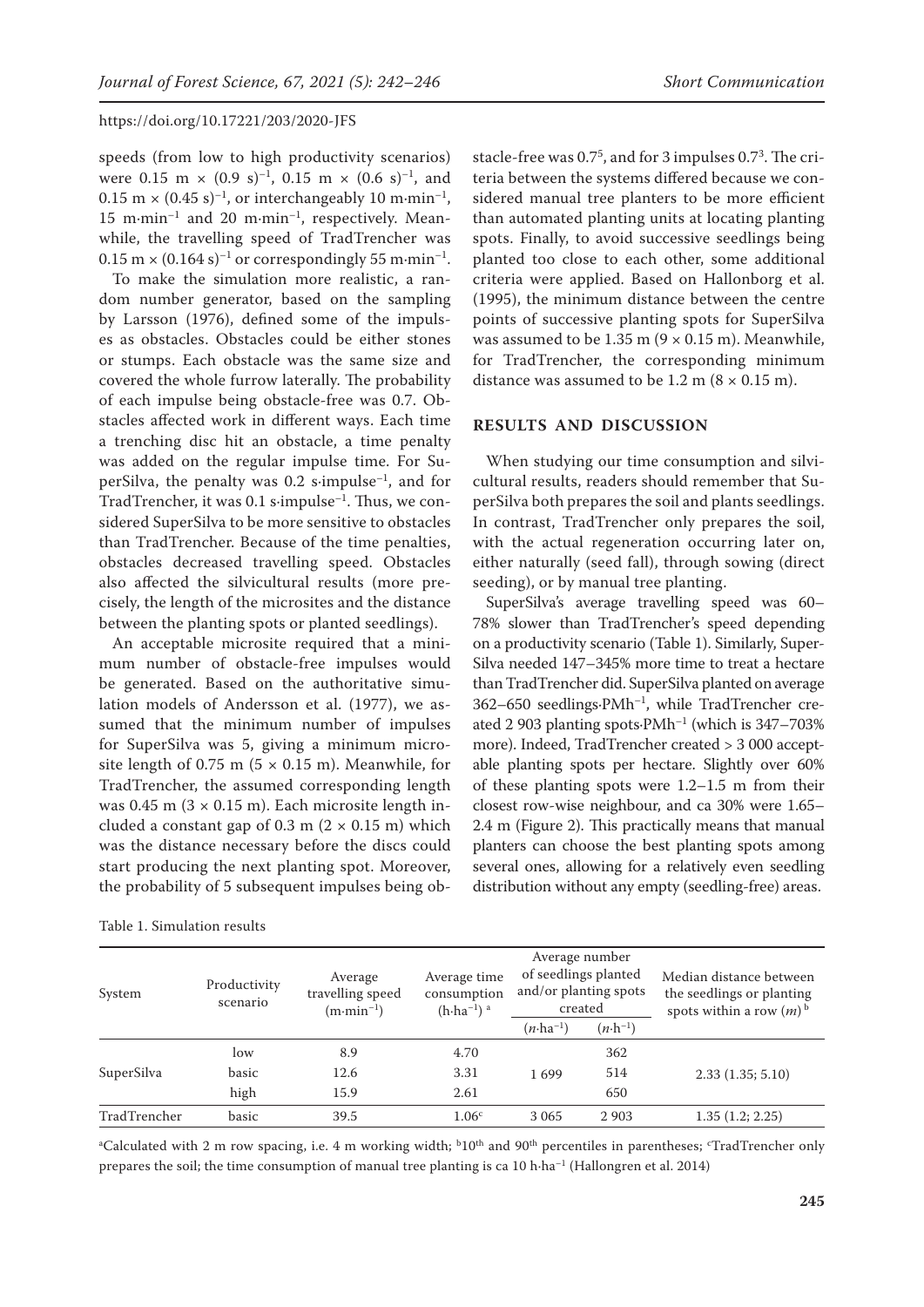speeds (from low to high productivity scenarios) were $0.15\ \text{m} \times (0.9\ \text{s})^{-1}$, $0.15\ \text{m} \times (0.6\ \text{s})^{-1}$, and $0.15\ \text{m} \times (0.45\ \text{s})^{-1}$, or interchangeably $10\ \text{m·min}^{-1}$, $15\ \text{m·min}^{-1}$ and $20\ \text{m·min}^{-1}$, respectively. Meanwhile, the travelling speed of TradTrencher was $0.15\ \text{m} \times (0.164\ \text{s})^{-1}$ or correspondingly $55\ \text{m·min}^{-1}$.

To make the simulation more realistic, a random number generator, based on the sampling by Larsson (1976), defined some of the impulses as obstacles. Obstacles could be either stones or stumps. Each obstacle was the same size and covered the whole furrow laterally. The probability of each impulse being obstacle-free was 0.7. Obstacles affected work in different ways. Each time a trenching disc hit an obstacle, a time penalty was added on the regular impulse time. For SuperSilva, the penalty was $0.2\ \text{s·impulse}^{-1}$, and for TradTrencher, it was $0.1\ \text{s·impulse}^{-1}$. Thus, we considered SuperSilva to be more sensitive to obstacles than TradTrencher. Because of the time penalties, obstacles decreased travelling speed. Obstacles also affected the silvicultural results (more precisely, the length of the microsites and the distance between the planting spots or planted seedlings).

An acceptable microsite required that a minimum number of obstacle-free impulses would be generated. Based on the authoritative simulation models of Andersson et al. (1977), we assumed that the minimum number of impulses for SuperSilva was 5, giving a minimum microsite length of 0.75 m ($5 \times 0.15$ m). Meanwhile, for TradTrencher, the assumed corresponding length was 0.45 m ($3 \times 0.15$ m). Each microsite length included a constant gap of 0.3 m ($2 \times 0.15$ m) which was the distance necessary before the discs could start producing the next planting spot. Moreover, the probability of 5 subsequent impulses being obstacle-free was $0.7^5$, and for 3 impulses $0.7^3$. The criteria between the systems differed because we considered manual tree planters to be more efficient than automated planting units at locating planting spots. Finally, to avoid successive seedlings being planted too close to each other, some additional criteria were applied. Based on Hallonborg et al. (1995), the minimum distance between the centre points of successive planting spots for SuperSilva was assumed to be 1.35 m ($9 \times 0.15$ m). Meanwhile, for TradTrencher, the corresponding minimum distance was assumed to be 1.2 m ($8 \times 0.15$ m).

## RESULTS AND DISCUSSION

When studying our time consumption and silvicultural results, readers should remember that SuperSilva both prepares the soil and plants seedlings. In contrast, TradTrencher only prepares the soil, with the actual regeneration occurring later on, either naturally (seed fall), through sowing (direct seeding), or by manual tree planting.

SuperSilva's average travelling speed was 60–78% slower than TradTrencher's speed depending on a productivity scenario (Table 1). Similarly, SuperSilva needed 147–345% more time to treat a hectare than TradTrencher did. SuperSilva planted on average 362–650 seedlings·PMh$^{-1}$, while TradTrencher created 2 903 planting spots·PMh$^{-1}$ (which is 347–703% more). Indeed, TradTrencher created > 3 000 acceptable planting spots per hectare. Slightly over 60% of these planting spots were 1.2–1.5 m from their closest row-wise neighbour, and ca 30% were 1.65–2.4 m (Figure 2). This practically means that manual planters can choose the best planting spots among several ones, allowing for a relatively even seedling distribution without any empty (seedling-free) areas.

Table 1. Simulation results

| System | Productivity scenario | Average travelling speed (m·min$^{-1}$) | Average time consumption (h·ha$^{-1}$) [a] | Average number of seedlings planted and/or planting spots created | | Median distance between the seedlings or planting spots within a row (*m*) [b] |
|---|---|---|---|---|---|---|
| | | | | (*n*·ha$^{-1}$) | (*n*·h$^{-1}$) | |
| SuperSilva | low | 8.9 | 4.70 | 1 699 | 362 | 2.33 (1.35; 5.10) |
| | basic | 12.6 | 3.31 | | 514 | |
| | high | 15.9 | 2.61 | | 650 | |
| TradTrencher | basic | 39.5 | 1.06[c] | 3 065 | 2 903 | 1.35 (1.2; 2.25) |

[a]Calculated with 2 m row spacing, i.e. 4 m working width; [b]10th and 90th percentiles in parentheses; [c]TradTrencher only prepares the soil; the time consumption of manual tree planting is ca 10 h·ha$^{-1}$ (Hallongren et al. 2014)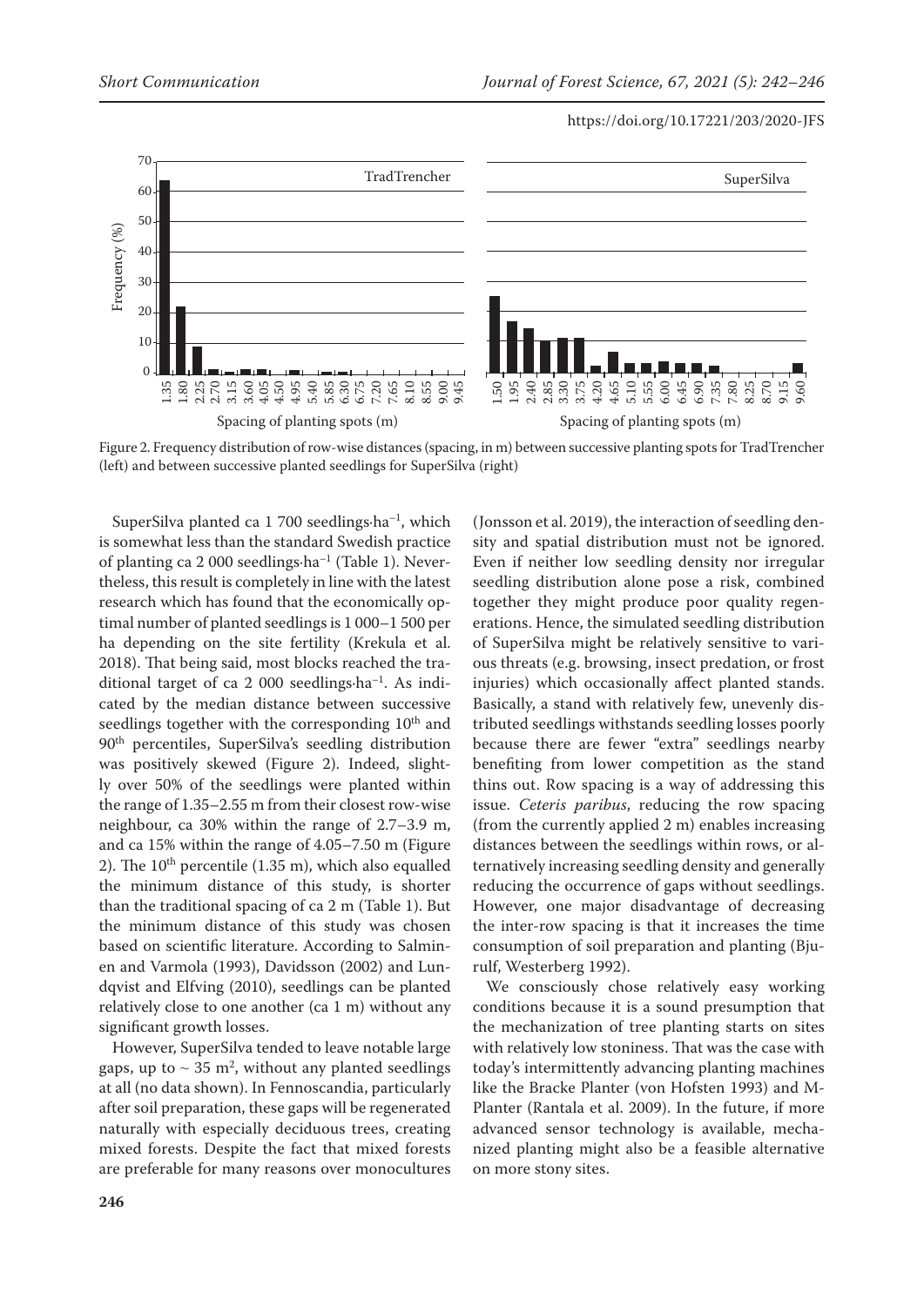TradTrencher

Frequency (%)

70
60
50
40
30
20
10
0

1.35 1.80 2.25 2.70 3.15 3.60 4.05 4.50 4.95 5.40 5.85 6.30 6.75 7.20 7.65 8.10 8.55 9.00 9.45

Spacing of planting spots (m)

SuperSilva

1.50 1.95 2.40 2.85 3.30 3.75 4.20 4.65 5.10 5.55 6.00 6.45 6.90 7.35 7.80 8.25 8.70 9.15 9.60

Spacing of planting spots (m)

Figure 2. Frequency distribution of row-wise distances (spacing, in m) between successive planting spots for TradTrencher (left) and between successive planted seedlings for SuperSilva (right)

SuperSilva planted ca 1 700 seedlings·ha$^{-1}$, which is somewhat less than the standard Swedish practice of planting ca 2 000 seedlings·ha$^{-1}$ (Table 1). Nevertheless, this result is completely in line with the latest research which has found that the economically optimal number of planted seedlings is 1 000–1 500 per ha depending on the site fertility (Krekula et al. 2018). That being said, most blocks reached the traditional target of ca 2 000 seedlings·ha$^{-1}$. As indicated by the median distance between successive seedlings together with the corresponding 10$^{th}$ and 90$^{th}$ percentiles, SuperSilva's seedling distribution was positively skewed (Figure 2). Indeed, slightly over 50% of the seedlings were planted within the range of 1.35–2.55 m from their closest row-wise neighbour, ca 30% within the range of 2.7–3.9 m, and ca 15% within the range of 4.05–7.50 m (Figure 2). The 10$^{th}$ percentile (1.35 m), which also equalled the minimum distance of this study, is shorter than the traditional spacing of ca 2 m (Table 1). But the minimum distance of this study was chosen based on scientific literature. According to Salminen and Varmola (1993), Davidsson (2002) and Lundqvist and Elfving (2010), seedlings can be planted relatively close to one another (ca 1 m) without any significant growth losses.

However, SuperSilva tended to leave notable large gaps, up to ~ 35 m$^2$, without any planted seedlings at all (no data shown). In Fennoscandia, particularly after soil preparation, these gaps will be regenerated naturally with especially deciduous trees, creating mixed forests. Despite the fact that mixed forests are preferable for many reasons over monocultures (Jonsson et al. 2019), the interaction of seedling density and spatial distribution must not be ignored. Even if neither low seedling density nor irregular seedling distribution alone pose a risk, combined together they might produce poor quality regenerations. Hence, the simulated seedling distribution of SuperSilva might be relatively sensitive to various threats (e.g. browsing, insect predation, or frost injuries) which occasionally affect planted stands. Basically, a stand with relatively few, unevenly distributed seedlings withstands seedling losses poorly because there are fewer "extra" seedlings nearby benefiting from lower competition as the stand thins out. Row spacing is a way of addressing this issue. *Ceteris paribus*, reducing the row spacing (from the currently applied 2 m) enables increasing distances between the seedlings within rows, or alternatively increasing seedling density and generally reducing the occurrence of gaps without seedlings. However, one major disadvantage of decreasing the inter-row spacing is that it increases the time consumption of soil preparation and planting (Bjurulf, Westerberg 1992).

We consciously chose relatively easy working conditions because it is a sound presumption that the mechanization of tree planting starts on sites with relatively low stoniness. That was the case with today's intermittently advancing planting machines like the Bracke Planter (von Hofsten 1993) and M-Planter (Rantala et al. 2009). In the future, if more advanced sensor technology is available, mechanized planting might also be a feasible alternative on more stony sites.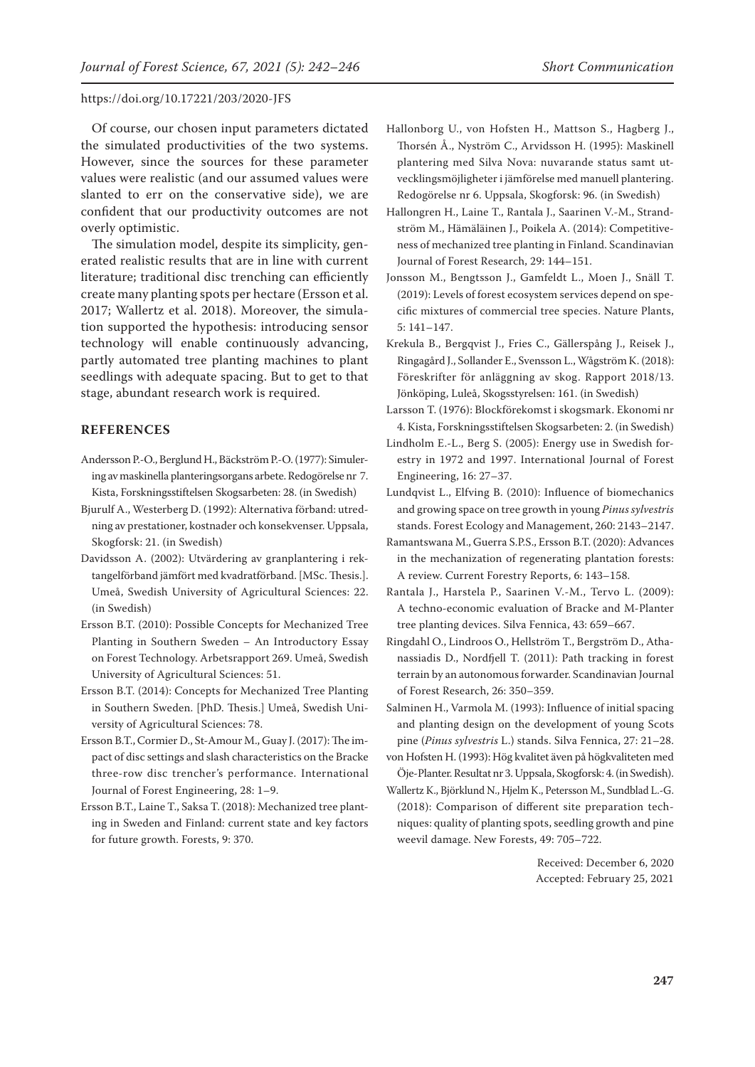Of course, our chosen input parameters dictated the simulated productivities of the two systems. However, since the sources for these parameter values were realistic (and our assumed values were slanted to err on the conservative side), we are confident that our productivity outcomes are not overly optimistic.

The simulation model, despite its simplicity, generated realistic results that are in line with current literature; traditional disc trenching can efficiently create many planting spots per hectare (Ersson et al. 2017; Wallertz et al. 2018). Moreover, the simulation supported the hypothesis: introducing sensor technology will enable continuously advancing, partly automated tree planting machines to plant seedlings with adequate spacing. But to get to that stage, abundant research work is required.

## REFERENCES

Andersson P.-O., Berglund H., Bäckström P.-O. (1977): Simulering av maskinella planteringsorgans arbete. Redogörelse nr 7. Kista, Forskningsstiftelsen Skogsarbeten: 28. (in Swedish)

Bjurulf A., Westerberg D. (1992): Alternativa förband: utredning av prestationer, kostnader och konsekvenser. Uppsala, Skogforsk: 21. (in Swedish)

Davidsson A. (2002): Utvärdering av granplantering i rektangelförband jämfört med kvadratförband. [MSc. Thesis.]. Umeå, Swedish University of Agricultural Sciences: 22. (in Swedish)

Ersson B.T. (2010): Possible Concepts for Mechanized Tree Planting in Southern Sweden – An Introductory Essay on Forest Technology. Arbetsrapport 269. Umeå, Swedish University of Agricultural Sciences: 51.

Ersson B.T. (2014): Concepts for Mechanized Tree Planting in Southern Sweden. [PhD. Thesis.] Umeå, Swedish University of Agricultural Sciences: 78.

Ersson B.T., Cormier D., St-Amour M., Guay J. (2017): The impact of disc settings and slash characteristics on the Bracke three-row disc trencher's performance. International Journal of Forest Engineering, 28: 1–9.

Ersson B.T., Laine T., Saksa T. (2018): Mechanized tree planting in Sweden and Finland: current state and key factors for future growth. Forests, 9: 370.

Hallonborg U., von Hofsten H., Mattson S., Hagberg J., Thorsén Å., Nyström C., Arvidsson H. (1995): Maskinell plantering med Silva Nova: nuvarande status samt utvecklingsmöjligheter i jämförelse med manuell plantering. Redogörelse nr 6. Uppsala, Skogforsk: 96. (in Swedish)

Hallongren H., Laine T., Rantala J., Saarinen V.-M., Strandström M., Hämäläinen J., Poikela A. (2014): Competitiveness of mechanized tree planting in Finland. Scandinavian Journal of Forest Research, 29: 144–151.

Jonsson M., Bengtsson J., Gamfeldt L., Moen J., Snäll T. (2019): Levels of forest ecosystem services depend on specific mixtures of commercial tree species. Nature Plants, 5: 141–147.

Krekula B., Bergqvist J., Fries C., Gällerspång J., Reisek J., Ringagård J., Sollander E., Svensson L., Wågström K. (2018): Föreskrifter för anläggning av skog. Rapport 2018/13. Jönköping, Luleå, Skogsstyrelsen: 161. (in Swedish)

Larsson T. (1976): Blockförekomst i skogsmark. Ekonomi nr 4. Kista, Forskningsstiftelsen Skogsarbeten: 2. (in Swedish)

Lindholm E.-L., Berg S. (2005): Energy use in Swedish forestry in 1972 and 1997. International Journal of Forest Engineering, 16: 27–37.

Lundqvist L., Elfving B. (2010): Influence of biomechanics and growing space on tree growth in young *Pinus sylvestris* stands. Forest Ecology and Management, 260: 2143–2147.

Ramantswana M., Guerra S.P.S., Ersson B.T. (2020): Advances in the mechanization of regenerating plantation forests: A review. Current Forestry Reports, 6: 143–158.

Rantala J., Harstela P., Saarinen V.-M., Tervo L. (2009): A techno-economic evaluation of Bracke and M-Planter tree planting devices. Silva Fennica, 43: 659–667.

Ringdahl O., Lindroos O., Hellström T., Bergström D., Athanassiadis D., Nordfjell T. (2011): Path tracking in forest terrain by an autonomous forwarder. Scandinavian Journal of Forest Research, 26: 350–359.

Salminen H., Varmola M. (1993): Influence of initial spacing and planting design on the development of young Scots pine (*Pinus sylvestris* L.) stands. Silva Fennica, 27: 21–28.

von Hofsten H. (1993): Hög kvalitet även på högkvaliteten med Öje-Planter. Resultat nr 3. Uppsala, Skogforsk: 4. (in Swedish).

Wallertz K., Björklund N., Hjelm K., Petersson M., Sundblad L.-G. (2018): Comparison of different site preparation techniques: quality of planting spots, seedling growth and pine weevil damage. New Forests, 49: 705–722.

Received: December 6, 2020
Accepted: February 25, 2021